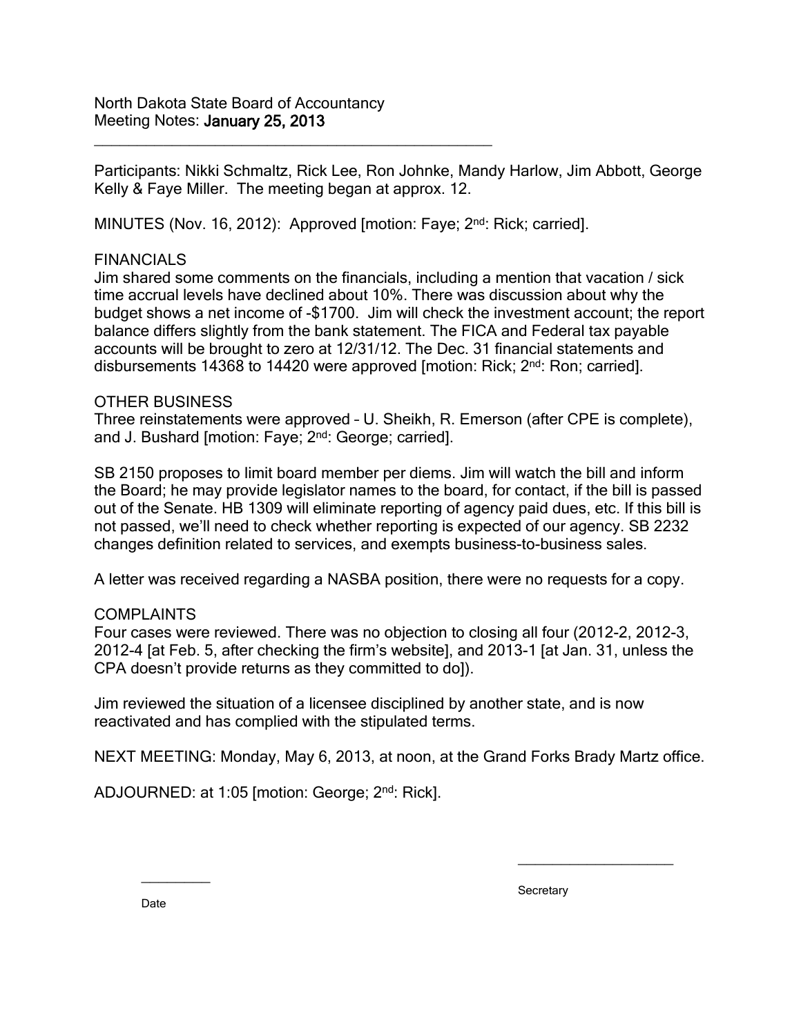North Dakota State Board of Accountancy
Meeting Notes: **January 25, 2013**

---

Participants: Nikki Schmaltz, Rick Lee, Ron Johnke, Mandy Harlow, Jim Abbott, George Kelly & Faye Miller. The meeting began at approx. 12.

MINUTES (Nov. 16, 2012): Approved [motion: Faye; 2nd: Rick; carried].

FINANCIALS
Jim shared some comments on the financials, including a mention that vacation / sick time accrual levels have declined about 10%. There was discussion about why the budget shows a net income of -$1700. Jim will check the investment account; the report balance differs slightly from the bank statement. The FICA and Federal tax payable accounts will be brought to zero at 12/31/12. The Dec. 31 financial statements and disbursements 14368 to 14420 were approved [motion: Rick; 2nd: Ron; carried].

OTHER BUSINESS
Three reinstatements were approved – U. Sheikh, R. Emerson (after CPE is complete), and J. Bushard [motion: Faye; 2nd: George; carried].

SB 2150 proposes to limit board member per diems. Jim will watch the bill and inform the Board; he may provide legislator names to the board, for contact, if the bill is passed out of the Senate. HB 1309 will eliminate reporting of agency paid dues, etc. If this bill is not passed, we'll need to check whether reporting is expected of our agency. SB 2232 changes definition related to services, and exempts business-to-business sales.

A letter was received regarding a NASBA position, there were no requests for a copy.

COMPLAINTS
Four cases were reviewed. There was no objection to closing all four (2012-2, 2012-3, 2012-4 [at Feb. 5, after checking the firm's website], and 2013-1 [at Jan. 31, unless the CPA doesn't provide returns as they committed to do]).

Jim reviewed the situation of a licensee disciplined by another state, and is now reactivated and has complied with the stipulated terms.

NEXT MEETING: Monday, May 6, 2013, at noon, at the Grand Forks Brady Martz office.

ADJOURNED: at 1:05 [motion: George; 2nd: Rick].

__________
Date

______________________
Secretary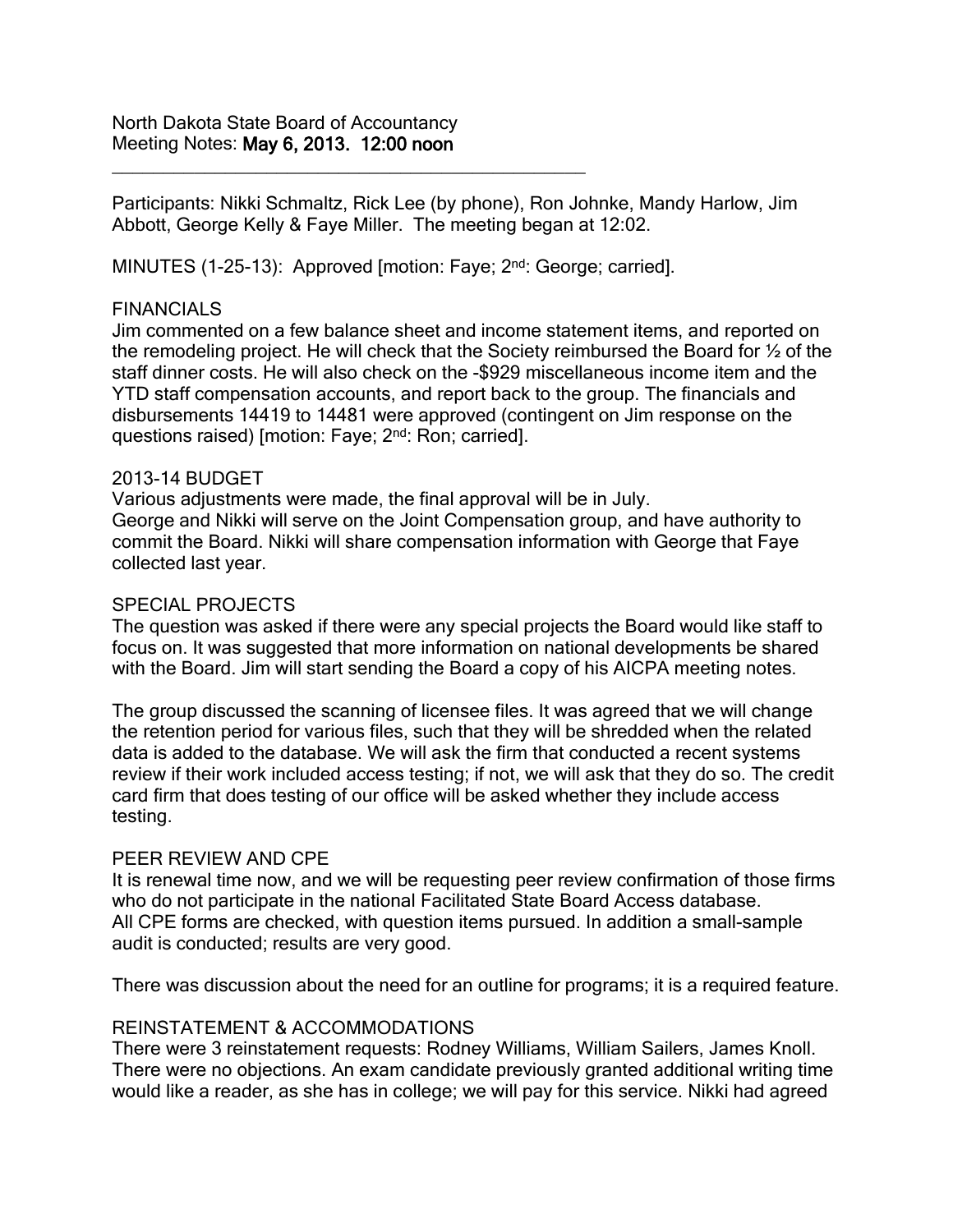North Dakota State Board of Accountancy
Meeting Notes: **May 6, 2013. 12:00 noon**

---

Participants: Nikki Schmaltz, Rick Lee (by phone), Ron Johnke, Mandy Harlow, Jim Abbott, George Kelly & Faye Miller. The meeting began at 12:02.

MINUTES (1-25-13): Approved [motion: Faye; 2nd: George; carried].

## FINANCIALS

Jim commented on a few balance sheet and income statement items, and reported on the remodeling project. He will check that the Society reimbursed the Board for ½ of the staff dinner costs. He will also check on the -$929 miscellaneous income item and the YTD staff compensation accounts, and report back to the group. The financials and disbursements 14419 to 14481 were approved (contingent on Jim response on the questions raised) [motion: Faye; 2nd: Ron; carried].

## 2013-14 BUDGET

Various adjustments were made, the final approval will be in July.
George and Nikki will serve on the Joint Compensation group, and have authority to commit the Board. Nikki will share compensation information with George that Faye collected last year.

## SPECIAL PROJECTS

The question was asked if there were any special projects the Board would like staff to focus on. It was suggested that more information on national developments be shared with the Board. Jim will start sending the Board a copy of his AICPA meeting notes.

The group discussed the scanning of licensee files. It was agreed that we will change the retention period for various files, such that they will be shredded when the related data is added to the database. We will ask the firm that conducted a recent systems review if their work included access testing; if not, we will ask that they do so. The credit card firm that does testing of our office will be asked whether they include access testing.

## PEER REVIEW AND CPE

It is renewal time now, and we will be requesting peer review confirmation of those firms who do not participate in the national Facilitated State Board Access database.
All CPE forms are checked, with question items pursued. In addition a small-sample audit is conducted; results are very good.

There was discussion about the need for an outline for programs; it is a required feature.

## REINSTATEMENT & ACCOMMODATIONS

There were 3 reinstatement requests: Rodney Williams, William Sailers, James Knoll. There were no objections. An exam candidate previously granted additional writing time would like a reader, as she has in college; we will pay for this service. Nikki had agreed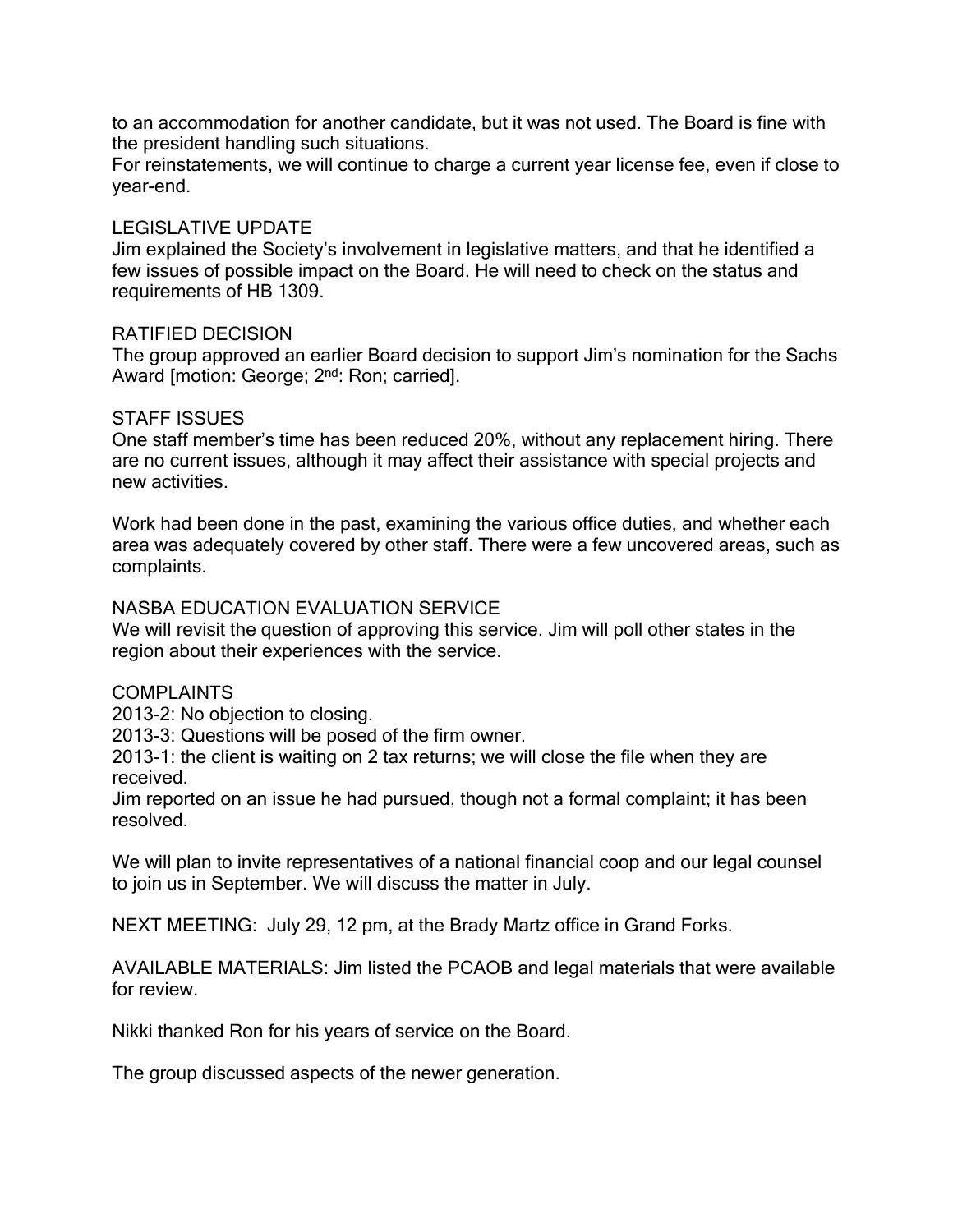to an accommodation for another candidate, but it was not used. The Board is fine with the president handling such situations.
For reinstatements, we will continue to charge a current year license fee, even if close to year-end.

LEGISLATIVE UPDATE
Jim explained the Society's involvement in legislative matters, and that he identified a few issues of possible impact on the Board. He will need to check on the status and requirements of HB 1309.

RATIFIED DECISION
The group approved an earlier Board decision to support Jim's nomination for the Sachs Award [motion: George; 2nd: Ron; carried].

STAFF ISSUES
One staff member's time has been reduced 20%, without any replacement hiring. There are no current issues, although it may affect their assistance with special projects and new activities.

Work had been done in the past, examining the various office duties, and whether each area was adequately covered by other staff. There were a few uncovered areas, such as complaints.

NASBA EDUCATION EVALUATION SERVICE
We will revisit the question of approving this service. Jim will poll other states in the region about their experiences with the service.

COMPLAINTS
2013-2: No objection to closing.
2013-3: Questions will be posed of the firm owner.
2013-1: the client is waiting on 2 tax returns; we will close the file when they are received.
Jim reported on an issue he had pursued, though not a formal complaint; it has been resolved.

We will plan to invite representatives of a national financial coop and our legal counsel to join us in September. We will discuss the matter in July.

NEXT MEETING: July 29, 12 pm, at the Brady Martz office in Grand Forks.

AVAILABLE MATERIALS: Jim listed the PCAOB and legal materials that were available for review.

Nikki thanked Ron for his years of service on the Board.

The group discussed aspects of the newer generation.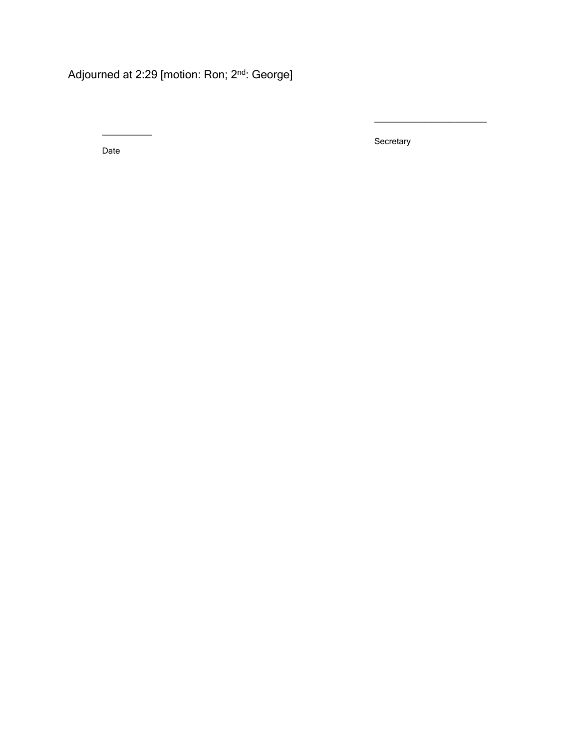Adjourned at 2:29 [motion: Ron; 2nd: George]

______________________

Secretary

__________

Date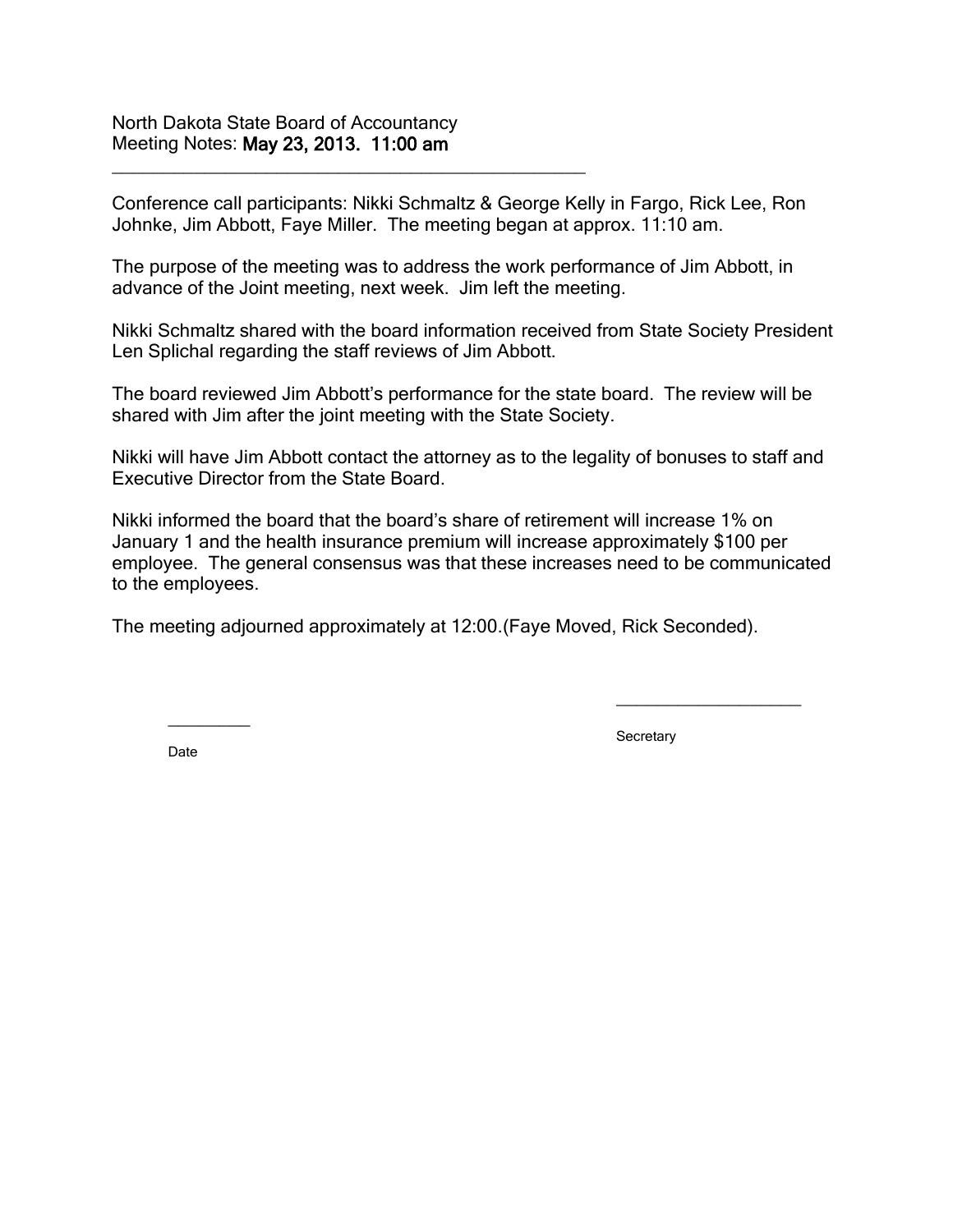North Dakota State Board of Accountancy
Meeting Notes: **May 23, 2013. 11:00 am**

---

Conference call participants: Nikki Schmaltz & George Kelly in Fargo, Rick Lee, Ron Johnke, Jim Abbott, Faye Miller. The meeting began at approx. 11:10 am.

The purpose of the meeting was to address the work performance of Jim Abbott, in advance of the Joint meeting, next week. Jim left the meeting.

Nikki Schmaltz shared with the board information received from State Society President Len Splichal regarding the staff reviews of Jim Abbott.

The board reviewed Jim Abbott's performance for the state board. The review will be shared with Jim after the joint meeting with the State Society.

Nikki will have Jim Abbott contact the attorney as to the legality of bonuses to staff and Executive Director from the State Board.

Nikki informed the board that the board's share of retirement will increase 1% on January 1 and the health insurance premium will increase approximately $100 per employee. The general consensus was that these increases need to be communicated to the employees.

The meeting adjourned approximately at 12:00.(Faye Moved, Rick Seconded).

_________
Date

_____________________
Secretary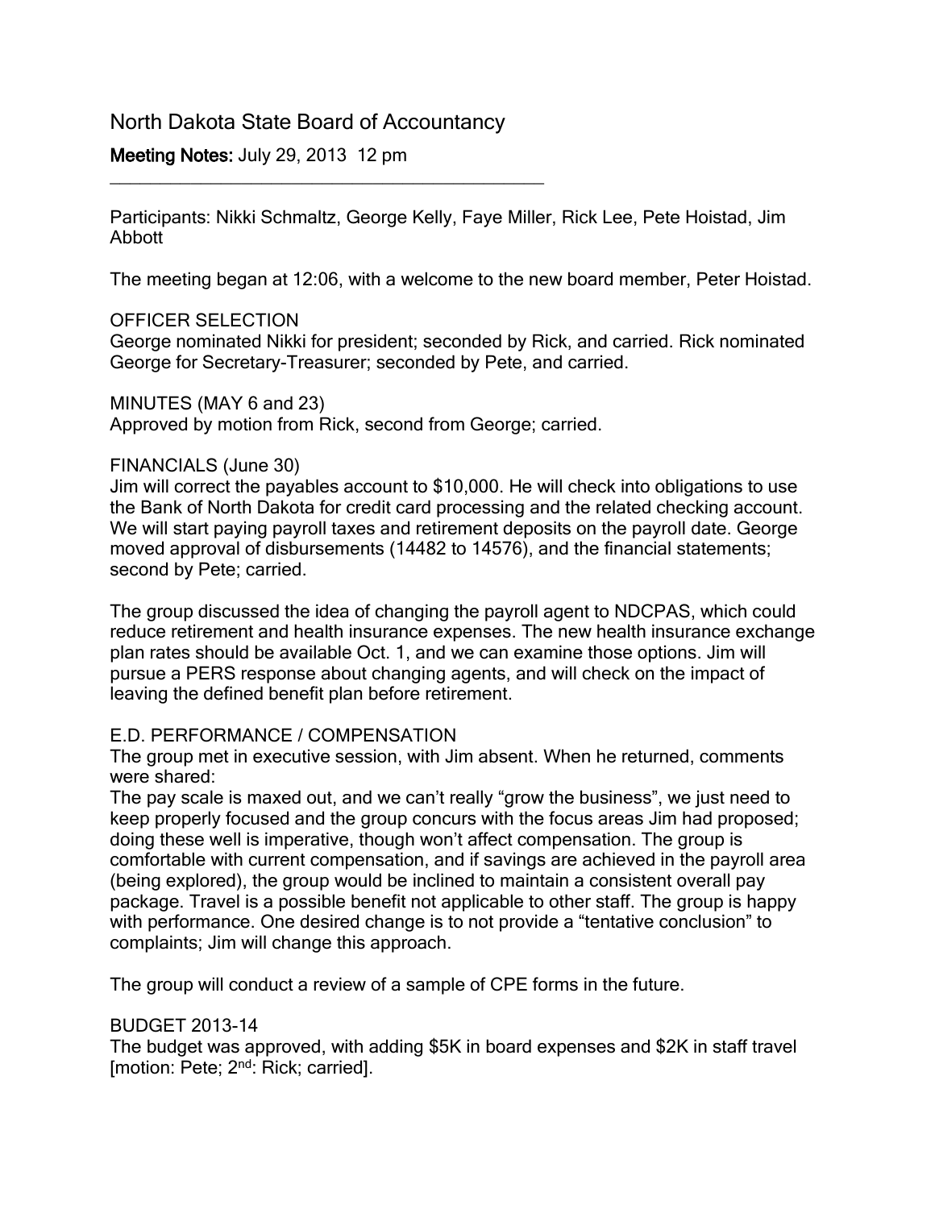# North Dakota State Board of Accountancy

**Meeting Notes:** July 29, 2013 12 pm

---

Participants: Nikki Schmaltz, George Kelly, Faye Miller, Rick Lee, Pete Hoistad, Jim Abbott

The meeting began at 12:06, with a welcome to the new board member, Peter Hoistad.

OFFICER SELECTION
George nominated Nikki for president; seconded by Rick, and carried. Rick nominated George for Secretary-Treasurer; seconded by Pete, and carried.

MINUTES (MAY 6 and 23)
Approved by motion from Rick, second from George; carried.

FINANCIALS (June 30)
Jim will correct the payables account to $10,000. He will check into obligations to use the Bank of North Dakota for credit card processing and the related checking account. We will start paying payroll taxes and retirement deposits on the payroll date. George moved approval of disbursements (14482 to 14576), and the financial statements; second by Pete; carried.

The group discussed the idea of changing the payroll agent to NDCPAS, which could reduce retirement and health insurance expenses. The new health insurance exchange plan rates should be available Oct. 1, and we can examine those options. Jim will pursue a PERS response about changing agents, and will check on the impact of leaving the defined benefit plan before retirement.

E.D. PERFORMANCE / COMPENSATION
The group met in executive session, with Jim absent. When he returned, comments were shared:
The pay scale is maxed out, and we can't really "grow the business", we just need to keep properly focused and the group concurs with the focus areas Jim had proposed; doing these well is imperative, though won't affect compensation. The group is comfortable with current compensation, and if savings are achieved in the payroll area (being explored), the group would be inclined to maintain a consistent overall pay package. Travel is a possible benefit not applicable to other staff. The group is happy with performance. One desired change is to not provide a "tentative conclusion" to complaints; Jim will change this approach.

The group will conduct a review of a sample of CPE forms in the future.

BUDGET 2013-14
The budget was approved, with adding $5K in board expenses and $2K in staff travel [motion: Pete; 2nd: Rick; carried].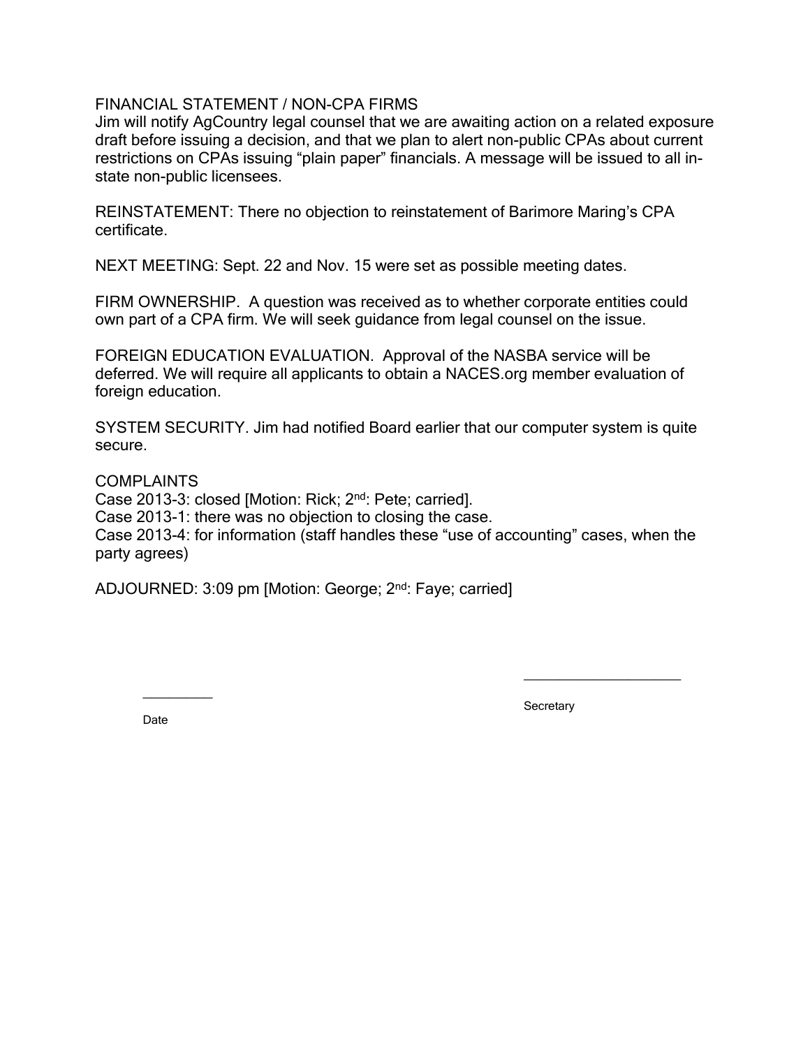FINANCIAL STATEMENT / NON-CPA FIRMS
Jim will notify AgCountry legal counsel that we are awaiting action on a related exposure draft before issuing a decision, and that we plan to alert non-public CPAs about current restrictions on CPAs issuing "plain paper" financials. A message will be issued to all in-state non-public licensees.

REINSTATEMENT: There no objection to reinstatement of Barimore Maring's CPA certificate.

NEXT MEETING: Sept. 22 and Nov. 15 were set as possible meeting dates.

FIRM OWNERSHIP. A question was received as to whether corporate entities could own part of a CPA firm. We will seek guidance from legal counsel on the issue.

FOREIGN EDUCATION EVALUATION. Approval of the NASBA service will be deferred. We will require all applicants to obtain a NACES.org member evaluation of foreign education.

SYSTEM SECURITY. Jim had notified Board earlier that our computer system is quite secure.

COMPLAINTS
Case 2013-3: closed [Motion: Rick; 2nd: Pete; carried].
Case 2013-1: there was no objection to closing the case.
Case 2013-4: for information (staff handles these "use of accounting" cases, when the party agrees)

ADJOURNED: 3:09 pm [Motion: George; 2nd: Faye; carried]

\_\_\_\_\_\_\_\_\_\_
Date

\_\_\_\_\_\_\_\_\_\_\_\_\_\_\_\_\_\_\_\_\_\_
Secretary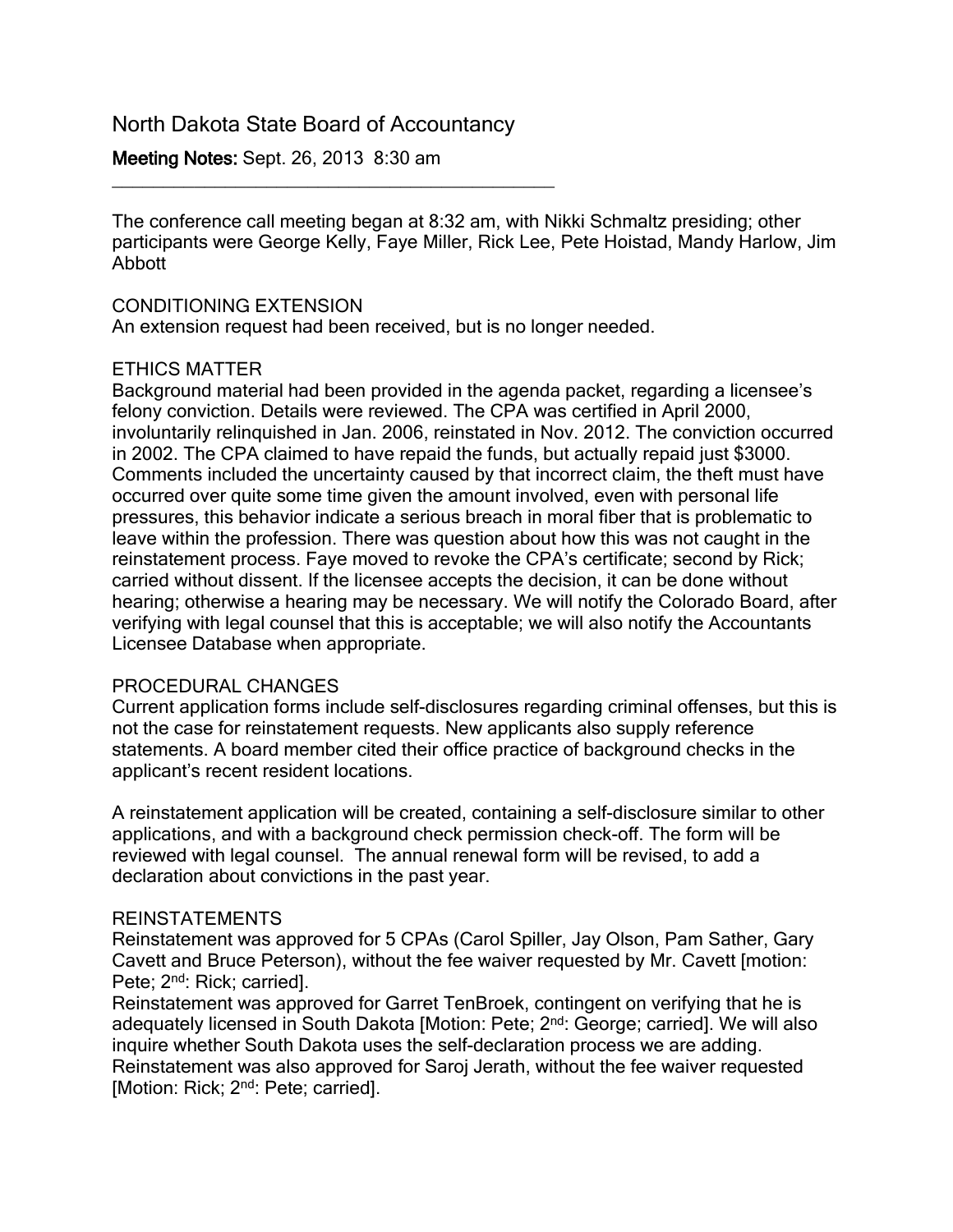# North Dakota State Board of Accountancy

**Meeting Notes:** Sept. 26, 2013 8:30 am

---

The conference call meeting began at 8:32 am, with Nikki Schmaltz presiding; other participants were George Kelly, Faye Miller, Rick Lee, Pete Hoistad, Mandy Harlow, Jim Abbott

## CONDITIONING EXTENSION

An extension request had been received, but is no longer needed.

## ETHICS MATTER

Background material had been provided in the agenda packet, regarding a licensee's felony conviction. Details were reviewed. The CPA was certified in April 2000, involuntarily relinquished in Jan. 2006, reinstated in Nov. 2012. The conviction occurred in 2002. The CPA claimed to have repaid the funds, but actually repaid just $3000. Comments included the uncertainty caused by that incorrect claim, the theft must have occurred over quite some time given the amount involved, even with personal life pressures, this behavior indicate a serious breach in moral fiber that is problematic to leave within the profession. There was question about how this was not caught in the reinstatement process. Faye moved to revoke the CPA's certificate; second by Rick; carried without dissent. If the licensee accepts the decision, it can be done without hearing; otherwise a hearing may be necessary. We will notify the Colorado Board, after verifying with legal counsel that this is acceptable; we will also notify the Accountants Licensee Database when appropriate.

## PROCEDURAL CHANGES

Current application forms include self-disclosures regarding criminal offenses, but this is not the case for reinstatement requests. New applicants also supply reference statements. A board member cited their office practice of background checks in the applicant's recent resident locations.

A reinstatement application will be created, containing a self-disclosure similar to other applications, and with a background check permission check-off. The form will be reviewed with legal counsel. The annual renewal form will be revised, to add a declaration about convictions in the past year.

## REINSTATEMENTS

Reinstatement was approved for 5 CPAs (Carol Spiller, Jay Olson, Pam Sather, Gary Cavett and Bruce Peterson), without the fee waiver requested by Mr. Cavett [motion: Pete; 2nd: Rick; carried].

Reinstatement was approved for Garret TenBroek, contingent on verifying that he is adequately licensed in South Dakota [Motion: Pete; 2nd: George; carried]. We will also inquire whether South Dakota uses the self-declaration process we are adding.

Reinstatement was also approved for Saroj Jerath, without the fee waiver requested [Motion: Rick; 2nd: Pete; carried].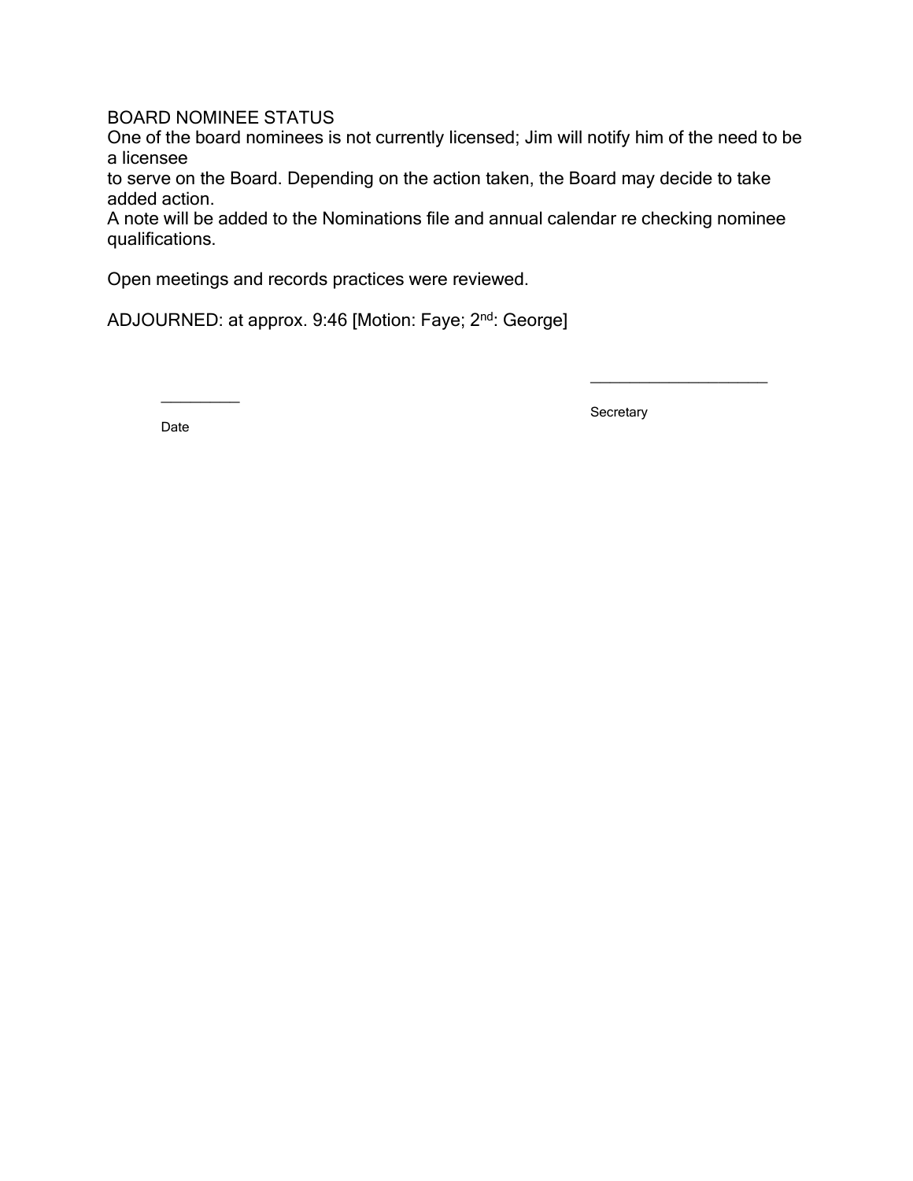BOARD NOMINEE STATUS
One of the board nominees is not currently licensed; Jim will notify him of the need to be a licensee to serve on the Board. Depending on the action taken, the Board may decide to take added action.
A note will be added to the Nominations file and annual calendar re checking nominee qualifications.

Open meetings and records practices were reviewed.

ADJOURNED: at approx. 9:46 [Motion: Faye; 2nd: George]

______________________
Secretary

__________
Date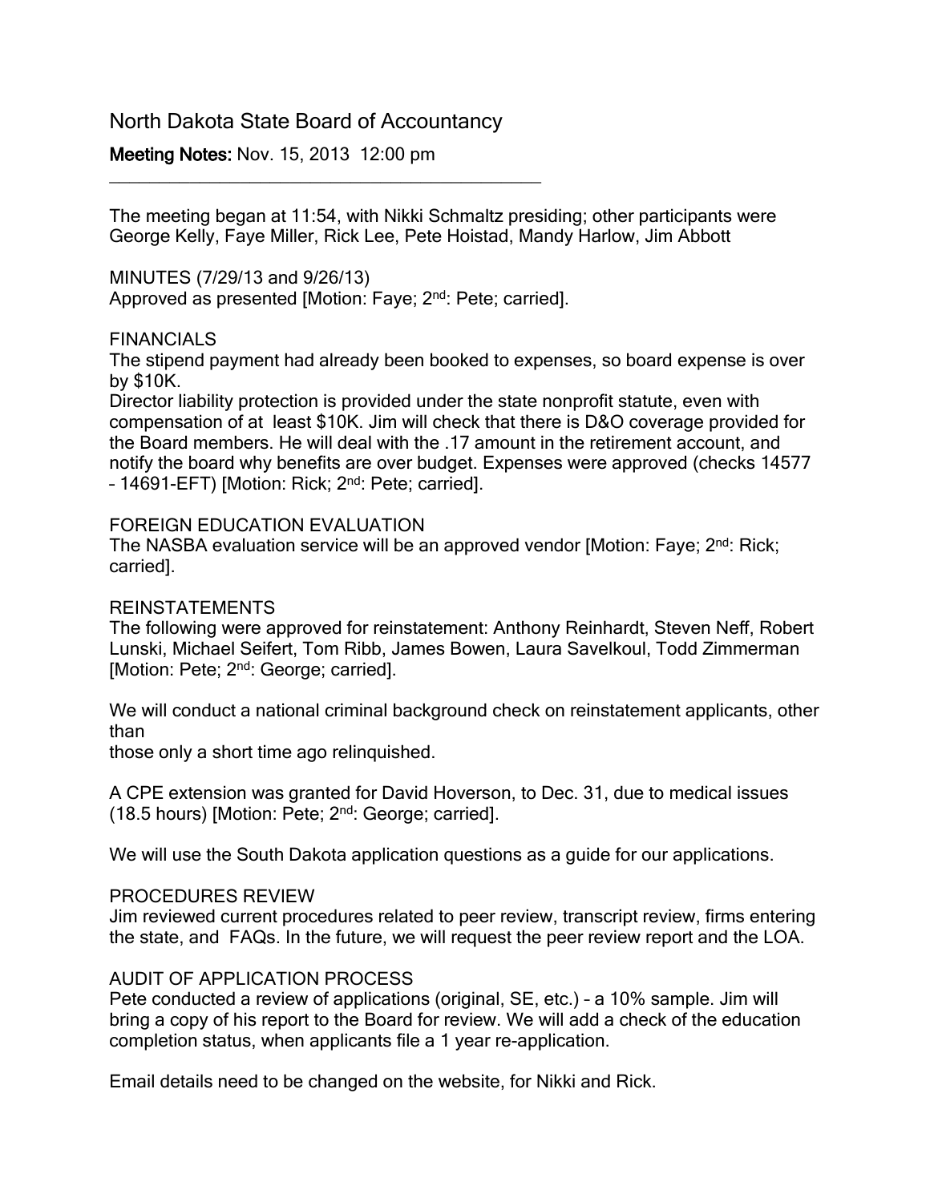# North Dakota State Board of Accountancy

**Meeting Notes:** Nov. 15, 2013 12:00 pm

---

The meeting began at 11:54, with Nikki Schmaltz presiding; other participants were George Kelly, Faye Miller, Rick Lee, Pete Hoistad, Mandy Harlow, Jim Abbott

MINUTES (7/29/13 and 9/26/13)
Approved as presented [Motion: Faye; 2nd: Pete; carried].

FINANCIALS
The stipend payment had already been booked to expenses, so board expense is over by $10K.
Director liability protection is provided under the state nonprofit statute, even with compensation of at least $10K. Jim will check that there is D&O coverage provided for the Board members. He will deal with the .17 amount in the retirement account, and notify the board why benefits are over budget. Expenses were approved (checks 14577 – 14691-EFT) [Motion: Rick; 2nd: Pete; carried].

FOREIGN EDUCATION EVALUATION
The NASBA evaluation service will be an approved vendor [Motion: Faye; 2nd: Rick; carried].

REINSTATEMENTS
The following were approved for reinstatement: Anthony Reinhardt, Steven Neff, Robert Lunski, Michael Seifert, Tom Ribb, James Bowen, Laura Savelkoul, Todd Zimmerman [Motion: Pete; 2nd: George; carried].

We will conduct a national criminal background check on reinstatement applicants, other than
those only a short time ago relinquished.

A CPE extension was granted for David Hoverson, to Dec. 31, due to medical issues (18.5 hours) [Motion: Pete; 2nd: George; carried].

We will use the South Dakota application questions as a guide for our applications.

PROCEDURES REVIEW
Jim reviewed current procedures related to peer review, transcript review, firms entering the state, and FAQs. In the future, we will request the peer review report and the LOA.

AUDIT OF APPLICATION PROCESS
Pete conducted a review of applications (original, SE, etc.) – a 10% sample. Jim will bring a copy of his report to the Board for review. We will add a check of the education completion status, when applicants file a 1 year re-application.

Email details need to be changed on the website, for Nikki and Rick.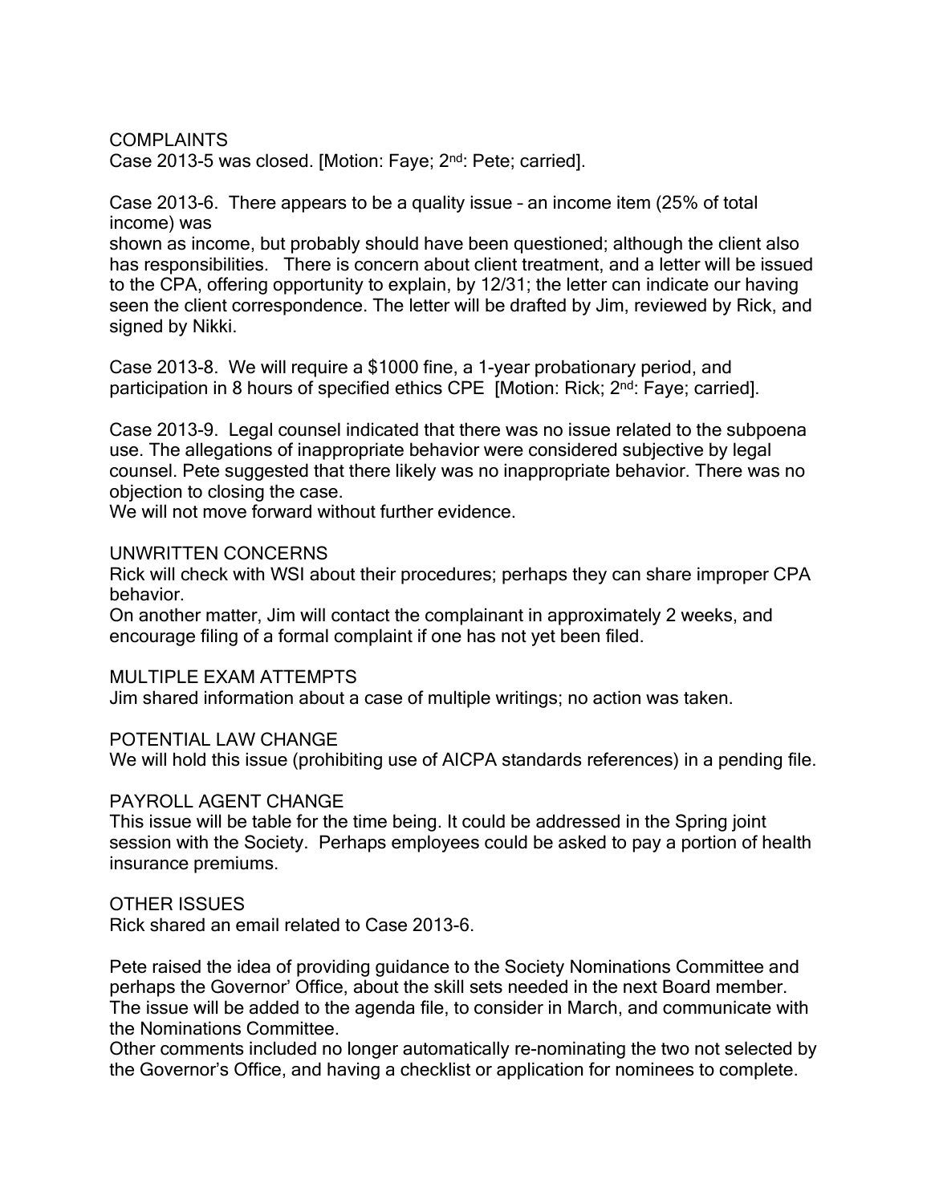COMPLAINTS
Case 2013-5 was closed. [Motion: Faye; 2nd: Pete; carried].

Case 2013-6. There appears to be a quality issue – an income item (25% of total income) was shown as income, but probably should have been questioned; although the client also has responsibilities. There is concern about client treatment, and a letter will be issued to the CPA, offering opportunity to explain, by 12/31; the letter can indicate our having seen the client correspondence. The letter will be drafted by Jim, reviewed by Rick, and signed by Nikki.

Case 2013-8. We will require a $1000 fine, a 1-year probationary period, and participation in 8 hours of specified ethics CPE [Motion: Rick; 2nd: Faye; carried].

Case 2013-9. Legal counsel indicated that there was no issue related to the subpoena use. The allegations of inappropriate behavior were considered subjective by legal counsel. Pete suggested that there likely was no inappropriate behavior. There was no objection to closing the case.
We will not move forward without further evidence.

UNWRITTEN CONCERNS
Rick will check with WSI about their procedures; perhaps they can share improper CPA behavior.
On another matter, Jim will contact the complainant in approximately 2 weeks, and encourage filing of a formal complaint if one has not yet been filed.

MULTIPLE EXAM ATTEMPTS
Jim shared information about a case of multiple writings; no action was taken.

POTENTIAL LAW CHANGE
We will hold this issue (prohibiting use of AICPA standards references) in a pending file.

PAYROLL AGENT CHANGE
This issue will be table for the time being. It could be addressed in the Spring joint session with the Society. Perhaps employees could be asked to pay a portion of health insurance premiums.

OTHER ISSUES
Rick shared an email related to Case 2013-6.

Pete raised the idea of providing guidance to the Society Nominations Committee and perhaps the Governor' Office, about the skill sets needed in the next Board member. The issue will be added to the agenda file, to consider in March, and communicate with the Nominations Committee.
Other comments included no longer automatically re-nominating the two not selected by the Governor's Office, and having a checklist or application for nominees to complete.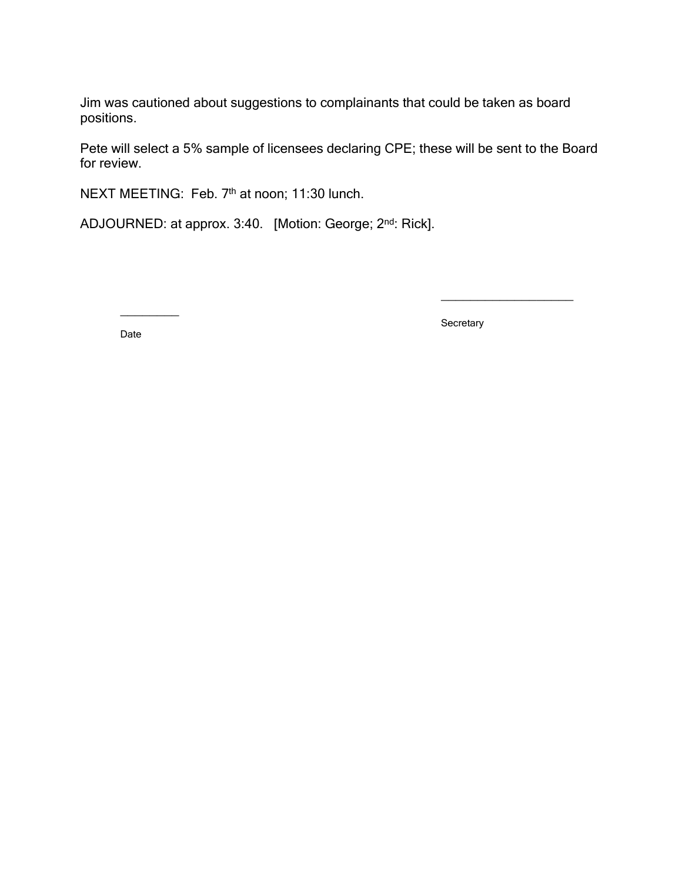Jim was cautioned about suggestions to complainants that could be taken as board positions.

Pete will select a 5% sample of licensees declaring CPE; these will be sent to the Board for review.

NEXT MEETING: Feb. 7th at noon; 11:30 lunch.

ADJOURNED: at approx. 3:40. [Motion: George; 2nd: Rick].

\_\_\_\_\_\_\_\_\_\_\_\_\_\_\_\_\_\_\_\_\_\_

Secretary

\_\_\_\_\_\_\_\_\_\_

Date